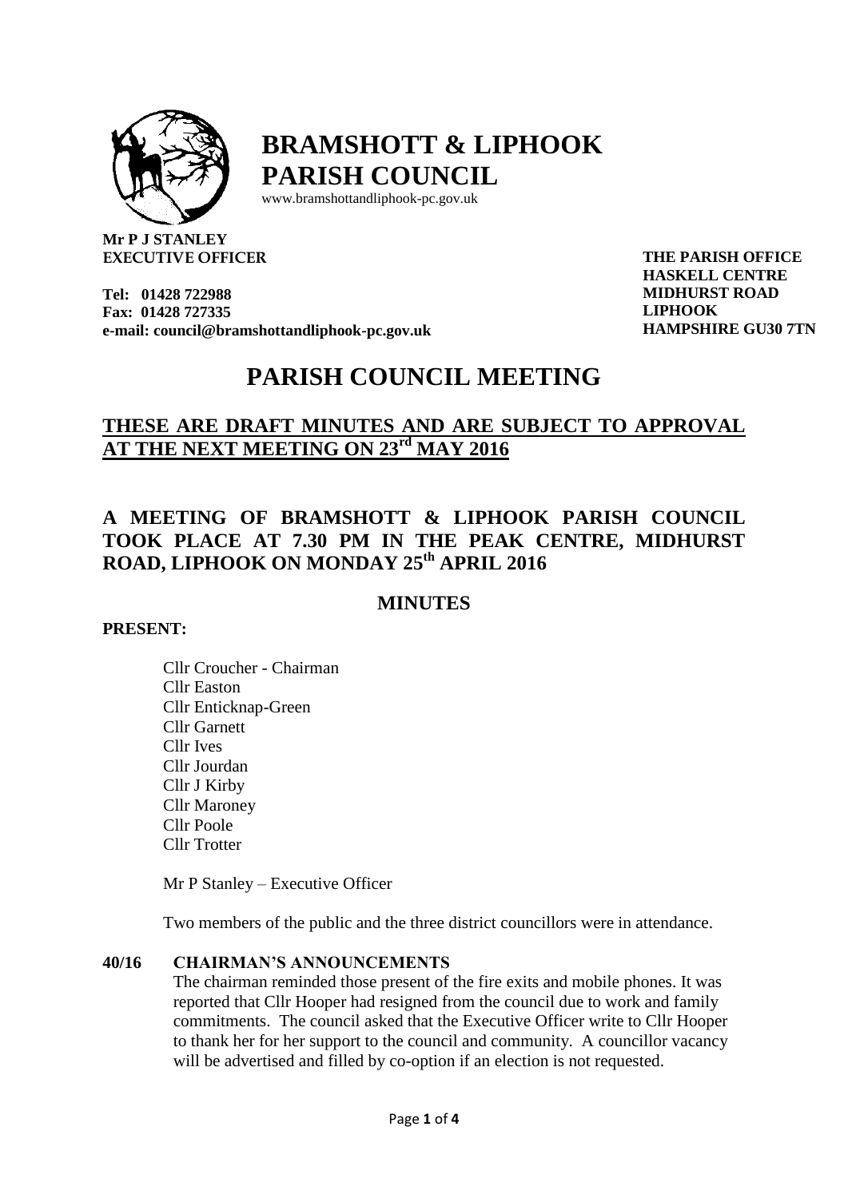# BRAMSHOTT & LIPHOOK PARISH COUNCIL

www.bramshottandliphook-pc.gov.uk

**Mr P J STANLEY**
**EXECUTIVE OFFICER**

**Tel: 01428 722988**
**Fax: 01428 727335**
**e-mail: council@bramshottandliphook-pc.gov.uk**

**THE PARISH OFFICE**
**HASKELL CENTRE**
**MIDHURST ROAD**
**LIPHOOK**
**HAMPSHIRE GU30 7TN**

# PARISH COUNCIL MEETING

## THESE ARE DRAFT MINUTES AND ARE SUBJECT TO APPROVAL AT THE NEXT MEETING ON 23rd MAY 2016

## A MEETING OF BRAMSHOTT & LIPHOOK PARISH COUNCIL TOOK PLACE AT 7.30 PM IN THE PEAK CENTRE, MIDHURST ROAD, LIPHOOK ON MONDAY 25th APRIL 2016

## MINUTES

**PRESENT:**

Cllr Croucher - Chairman
Cllr Easton
Cllr Enticknap-Green
Cllr Garnett
Cllr Ives
Cllr Jourdan
Cllr J Kirby
Cllr Maroney
Cllr Poole
Cllr Trotter

Mr P Stanley – Executive Officer

Two members of the public and the three district councillors were in attendance.

**40/16 CHAIRMAN'S ANNOUNCEMENTS**

The chairman reminded those present of the fire exits and mobile phones. It was reported that Cllr Hooper had resigned from the council due to work and family commitments. The council asked that the Executive Officer write to Cllr Hooper to thank her for her support to the council and community. A councillor vacancy will be advertised and filled by co-option if an election is not requested.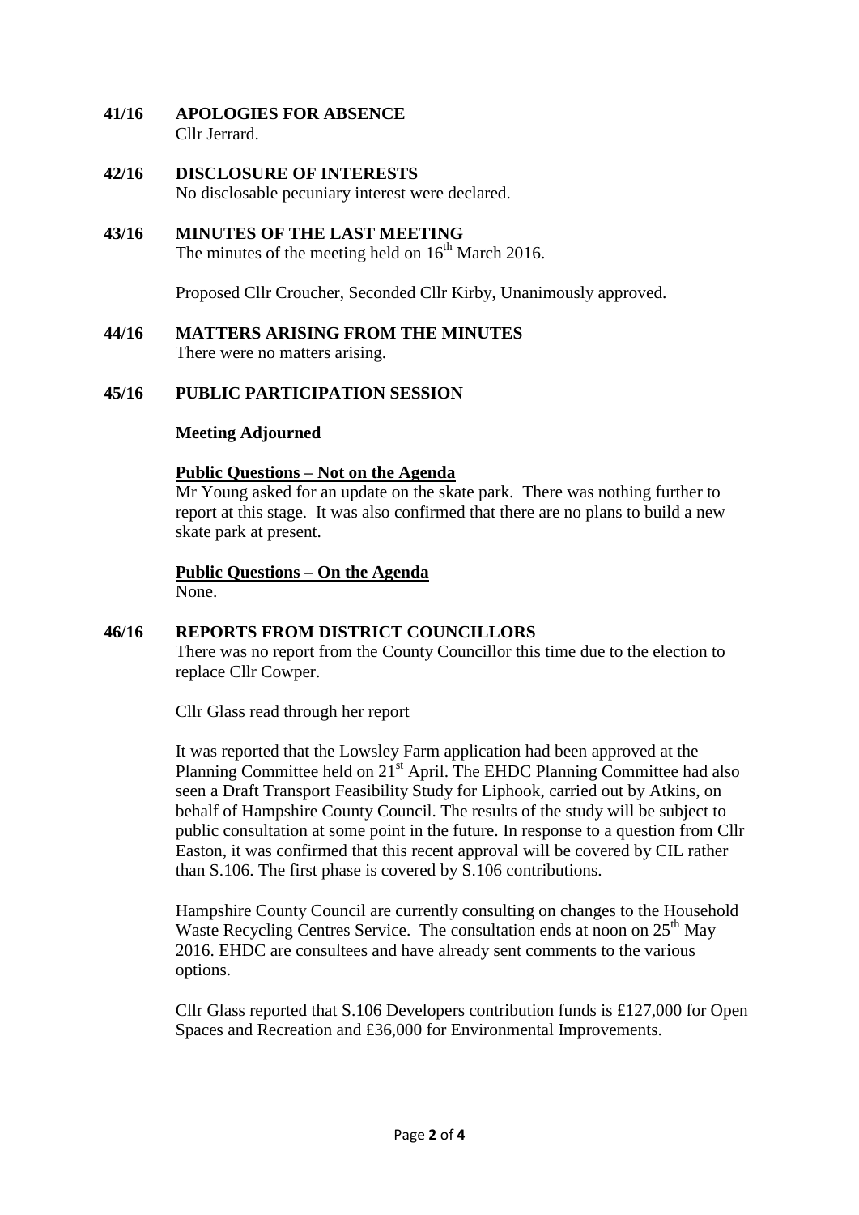**41/16 APOLOGIES FOR ABSENCE**

Cllr Jerrard.

**42/16 DISCLOSURE OF INTERESTS**

No disclosable pecuniary interest were declared.

**43/16 MINUTES OF THE LAST MEETING**

The minutes of the meeting held on 16th March 2016.

Proposed Cllr Croucher, Seconded Cllr Kirby, Unanimously approved.

**44/16 MATTERS ARISING FROM THE MINUTES**

There were no matters arising.

**45/16 PUBLIC PARTICIPATION SESSION**

**Meeting Adjourned**

**Public Questions – Not on the Agenda**

Mr Young asked for an update on the skate park. There was nothing further to report at this stage. It was also confirmed that there are no plans to build a new skate park at present.

**Public Questions – On the Agenda**

None.

**46/16 REPORTS FROM DISTRICT COUNCILLORS**

There was no report from the County Councillor this time due to the election to replace Cllr Cowper.

Cllr Glass read through her report

It was reported that the Lowsley Farm application had been approved at the Planning Committee held on 21st April. The EHDC Planning Committee had also seen a Draft Transport Feasibility Study for Liphook, carried out by Atkins, on behalf of Hampshire County Council. The results of the study will be subject to public consultation at some point in the future. In response to a question from Cllr Easton, it was confirmed that this recent approval will be covered by CIL rather than S.106. The first phase is covered by S.106 contributions.

Hampshire County Council are currently consulting on changes to the Household Waste Recycling Centres Service. The consultation ends at noon on 25th May 2016. EHDC are consultees and have already sent comments to the various options.

Cllr Glass reported that S.106 Developers contribution funds is £127,000 for Open Spaces and Recreation and £36,000 for Environmental Improvements.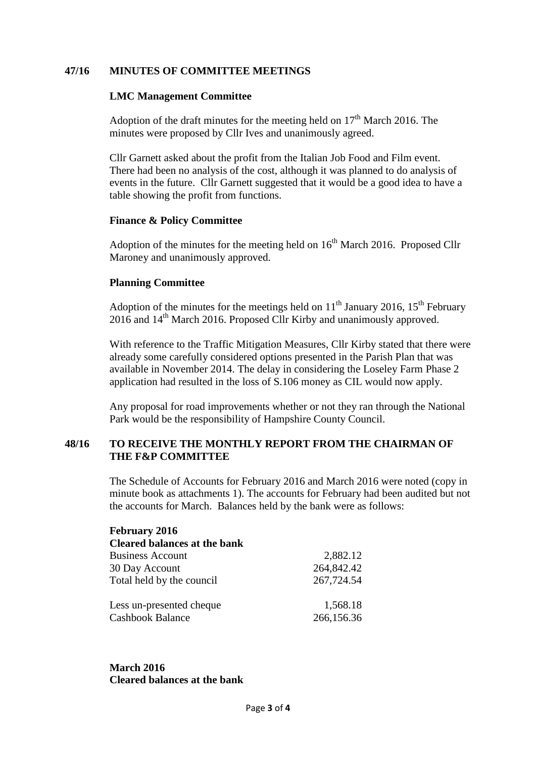**47/16 MINUTES OF COMMITTEE MEETINGS**

**LMC Management Committee**

Adoption of the draft minutes for the meeting held on 17th March 2016. The minutes were proposed by Cllr Ives and unanimously agreed.

Cllr Garnett asked about the profit from the Italian Job Food and Film event. There had been no analysis of the cost, although it was planned to do analysis of events in the future. Cllr Garnett suggested that it would be a good idea to have a table showing the profit from functions.

**Finance & Policy Committee**

Adoption of the minutes for the meeting held on 16th March 2016. Proposed Cllr Maroney and unanimously approved.

**Planning Committee**

Adoption of the minutes for the meetings held on 11th January 2016, 15th February 2016 and 14th March 2016. Proposed Cllr Kirby and unanimously approved.

With reference to the Traffic Mitigation Measures, Cllr Kirby stated that there were already some carefully considered options presented in the Parish Plan that was available in November 2014. The delay in considering the Loseley Farm Phase 2 application had resulted in the loss of S.106 money as CIL would now apply.

Any proposal for road improvements whether or not they ran through the National Park would be the responsibility of Hampshire County Council.

**48/16 TO RECEIVE THE MONTHLY REPORT FROM THE CHAIRMAN OF THE F&P COMMITTEE**

The Schedule of Accounts for February 2016 and March 2016 were noted (copy in minute book as attachments 1). The accounts for February had been audited but not the accounts for March. Balances held by the bank were as follows:

**February 2016**
**Cleared balances at the bank**

| | |
|---|---|
| Business Account | 2,882.12 |
| 30 Day Account | 264,842.42 |
| Total held by the council | 267,724.54 |
| | |
| Less un-presented cheque | 1,568.18 |
| Cashbook Balance | 266,156.36 |

**March 2016**
**Cleared balances at the bank**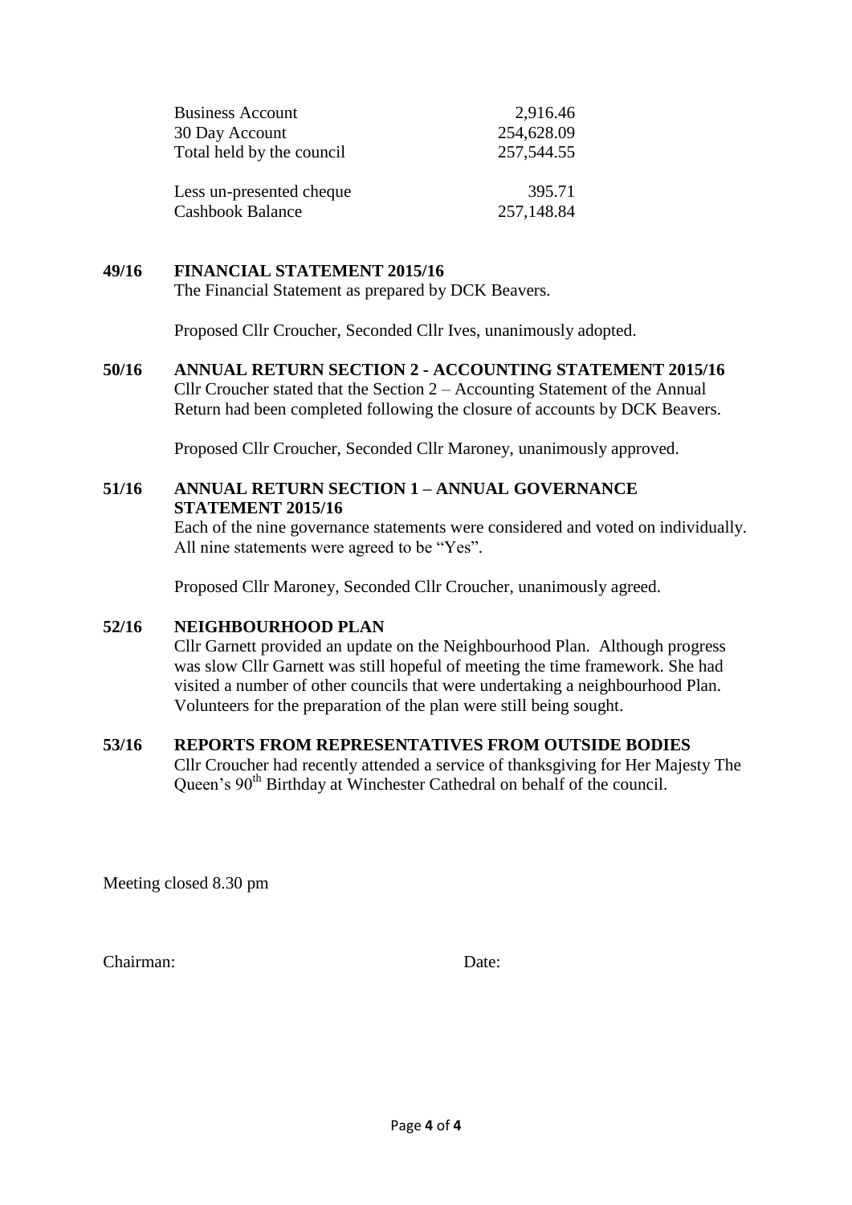| | |
|---|---|
| Business Account | 2,916.46 |
| 30 Day Account | 254,628.09 |
| Total held by the council | 257,544.55 |
| | |
| Less un-presented cheque | 395.71 |
| Cashbook Balance | 257,148.84 |

**49/16 FINANCIAL STATEMENT 2015/16**

The Financial Statement as prepared by DCK Beavers.

Proposed Cllr Croucher, Seconded Cllr Ives, unanimously adopted.

**50/16 ANNUAL RETURN SECTION 2 - ACCOUNTING STATEMENT 2015/16**

Cllr Croucher stated that the Section 2 – Accounting Statement of the Annual Return had been completed following the closure of accounts by DCK Beavers.

Proposed Cllr Croucher, Seconded Cllr Maroney, unanimously approved.

**51/16 ANNUAL RETURN SECTION 1 – ANNUAL GOVERNANCE STATEMENT 2015/16**

Each of the nine governance statements were considered and voted on individually. All nine statements were agreed to be "Yes".

Proposed Cllr Maroney, Seconded Cllr Croucher, unanimously agreed.

**52/16 NEIGHBOURHOOD PLAN**

Cllr Garnett provided an update on the Neighbourhood Plan. Although progress was slow Cllr Garnett was still hopeful of meeting the time framework. She had visited a number of other councils that were undertaking a neighbourhood Plan. Volunteers for the preparation of the plan were still being sought.

**53/16 REPORTS FROM REPRESENTATIVES FROM OUTSIDE BODIES**

Cllr Croucher had recently attended a service of thanksgiving for Her Majesty The Queen's 90th Birthday at Winchester Cathedral on behalf of the council.

Meeting closed 8.30 pm

Chairman: Date: